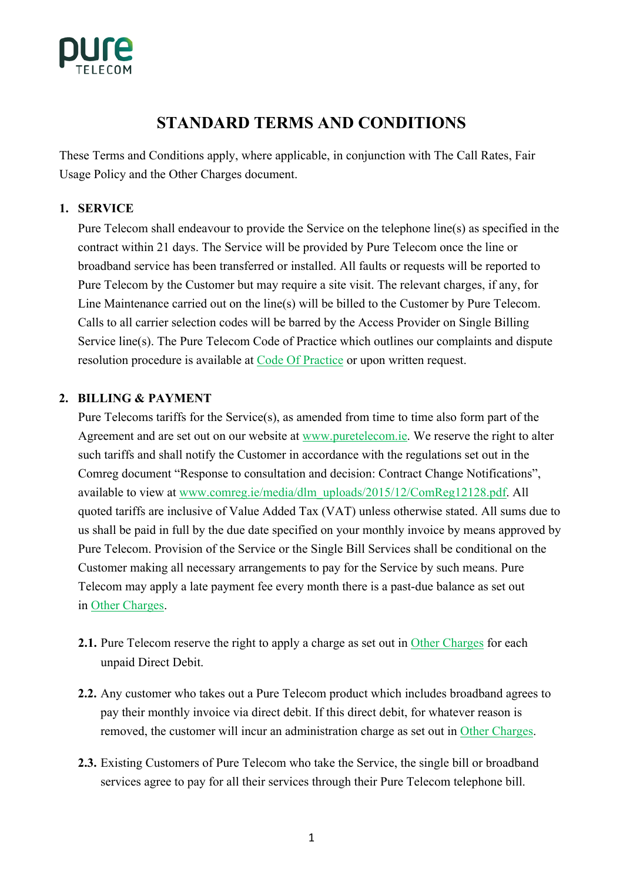# STANDARD TERMS AND CONDITIONS

These Terms and Conditions apply, where applicable, in conjunction with The Call Rates, Fair Usage Policy and the Other Charges document.

## 1. SERVICE

Pure Telecom shall endeavour to provide the Service on the telephone line(s) as specified in the contract within 21 days. The Service will be provided by Pure Telecom once the line or broadband service has been transferred or installed. All faults or requests will be reported to Pure Telecom by the Customer but may require a site visit. The relevant charges, if any, for Line Maintenance carried out on the line(s) will be billed to the Customer by Pure Telecom. Calls to all carrier selection codes will be barred by the Access Provider on Single Billing Service line(s). The Pure Telecom Code of Practice which outlines our complaints and dispute resolution procedure is available at Code Of Practice or upon written request.

## 2. BILLING & PAYMENT

Pure Telecoms tariffs for the Service(s), as amended from time to time also form part of the Agreement and are set out on our website at www.puretelecom.ie. We reserve the right to alter such tariffs and shall notify the Customer in accordance with the regulations set out in the Comreg document "Response to consultation and decision: Contract Change Notifications", available to view at www.comreg.ie/media/dlm_uploads/2015/12/ComReg12128.pdf. All quoted tariffs are inclusive of Value Added Tax (VAT) unless otherwise stated. All sums due to us shall be paid in full by the due date specified on your monthly invoice by means approved by Pure Telecom. Provision of the Service or the Single Bill Services shall be conditional on the Customer making all necessary arrangements to pay for the Service by such means. Pure Telecom may apply a late payment fee every month there is a past-due balance as set out in Other Charges.

**2.1.** Pure Telecom reserve the right to apply a charge as set out in Other Charges for each unpaid Direct Debit.

**2.2.** Any customer who takes out a Pure Telecom product which includes broadband agrees to pay their monthly invoice via direct debit. If this direct debit, for whatever reason is removed, the customer will incur an administration charge as set out in Other Charges.

**2.3.** Existing Customers of Pure Telecom who take the Service, the single bill or broadband services agree to pay for all their services through their Pure Telecom telephone bill.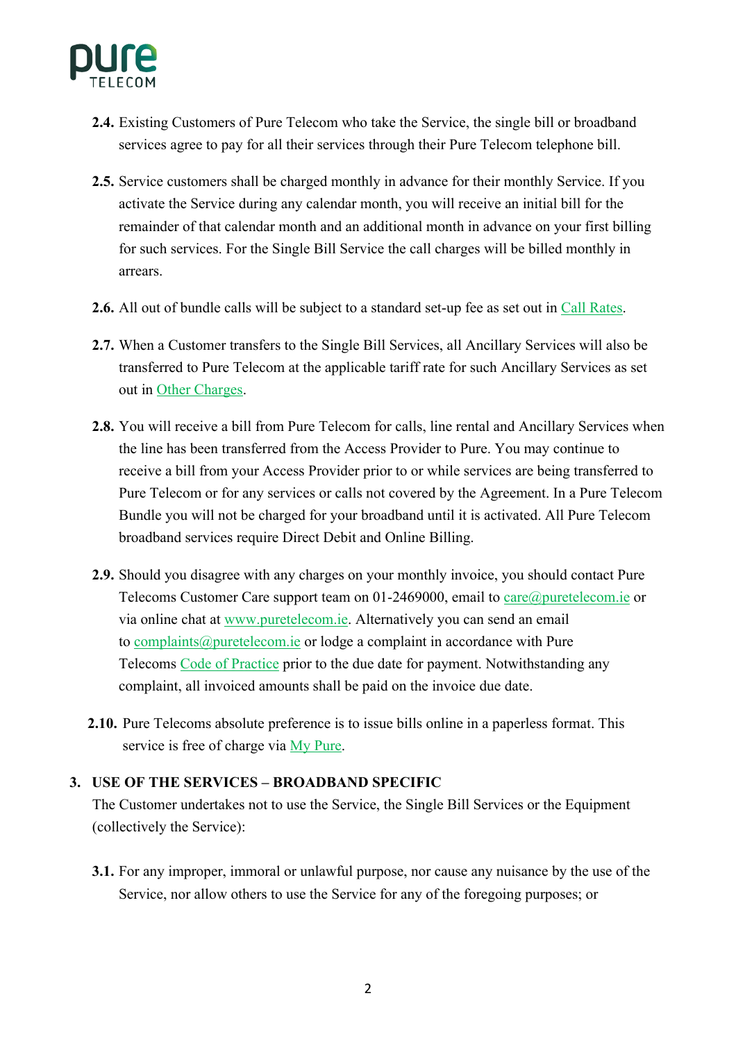**2.4.** Existing Customers of Pure Telecom who take the Service, the single bill or broadband services agree to pay for all their services through their Pure Telecom telephone bill.

**2.5.** Service customers shall be charged monthly in advance for their monthly Service. If you activate the Service during any calendar month, you will receive an initial bill for the remainder of that calendar month and an additional month in advance on your first billing for such services. For the Single Bill Service the call charges will be billed monthly in arrears.

**2.6.** All out of bundle calls will be subject to a standard set-up fee as set out in Call Rates.

**2.7.** When a Customer transfers to the Single Bill Services, all Ancillary Services will also be transferred to Pure Telecom at the applicable tariff rate for such Ancillary Services as set out in Other Charges.

**2.8.** You will receive a bill from Pure Telecom for calls, line rental and Ancillary Services when the line has been transferred from the Access Provider to Pure. You may continue to receive a bill from your Access Provider prior to or while services are being transferred to Pure Telecom or for any services or calls not covered by the Agreement. In a Pure Telecom Bundle you will not be charged for your broadband until it is activated. All Pure Telecom broadband services require Direct Debit and Online Billing.

**2.9.** Should you disagree with any charges on your monthly invoice, you should contact Pure Telecoms Customer Care support team on 01-2469000, email to care@puretelecom.ie or via online chat at www.puretelecom.ie. Alternatively you can send an email to complaints@puretelecom.ie or lodge a complaint in accordance with Pure Telecoms Code of Practice prior to the due date for payment. Notwithstanding any complaint, all invoiced amounts shall be paid on the invoice due date.

**2.10.** Pure Telecoms absolute preference is to issue bills online in a paperless format. This service is free of charge via My Pure.

## 3. USE OF THE SERVICES – BROADBAND SPECIFIC

The Customer undertakes not to use the Service, the Single Bill Services or the Equipment (collectively the Service):

**3.1.** For any improper, immoral or unlawful purpose, nor cause any nuisance by the use of the Service, nor allow others to use the Service for any of the foregoing purposes; or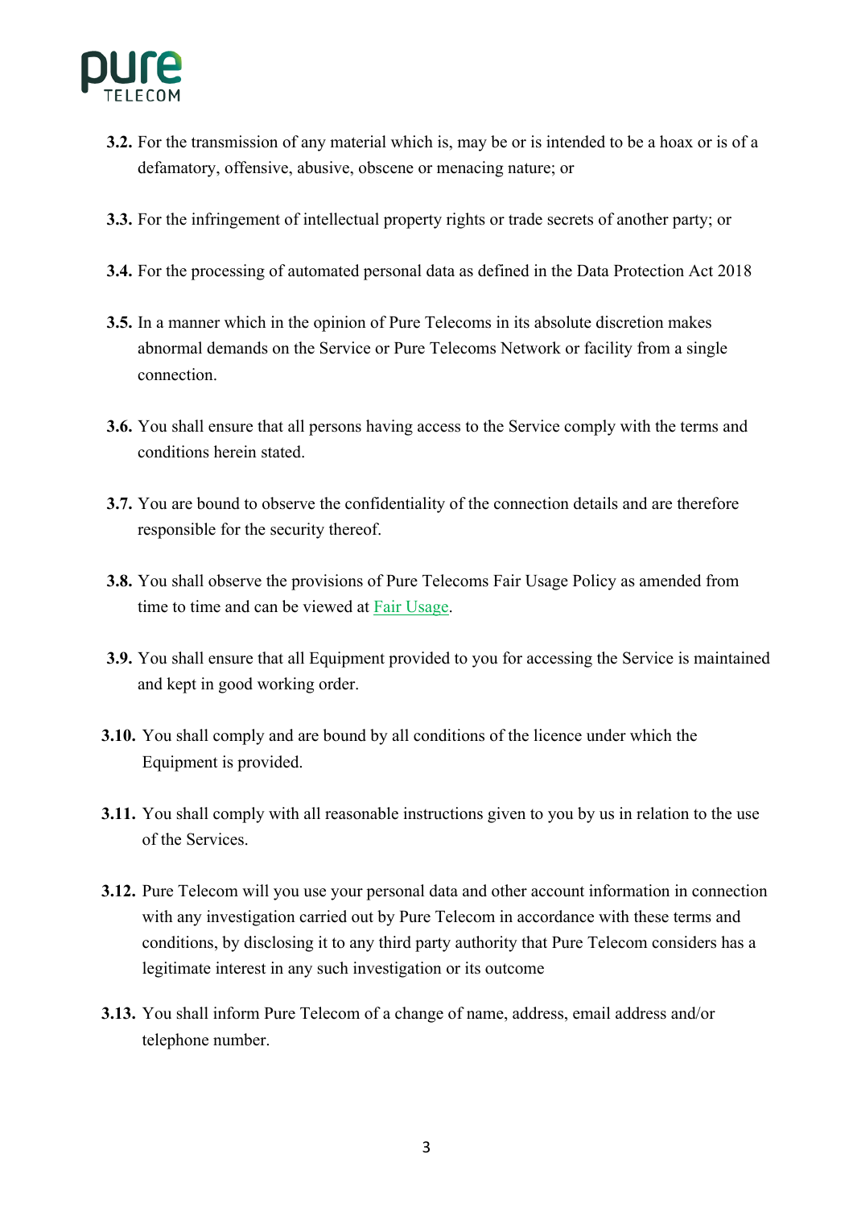**3.2.** For the transmission of any material which is, may be or is intended to be a hoax or is of a defamatory, offensive, abusive, obscene or menacing nature; or

**3.3.** For the infringement of intellectual property rights or trade secrets of another party; or

**3.4.** For the processing of automated personal data as defined in the Data Protection Act 2018

**3.5.** In a manner which in the opinion of Pure Telecoms in its absolute discretion makes abnormal demands on the Service or Pure Telecoms Network or facility from a single connection.

**3.6.** You shall ensure that all persons having access to the Service comply with the terms and conditions herein stated.

**3.7.** You are bound to observe the confidentiality of the connection details and are therefore responsible for the security thereof.

**3.8.** You shall observe the provisions of Pure Telecoms Fair Usage Policy as amended from time to time and can be viewed at Fair Usage.

**3.9.** You shall ensure that all Equipment provided to you for accessing the Service is maintained and kept in good working order.

**3.10.** You shall comply and are bound by all conditions of the licence under which the Equipment is provided.

**3.11.** You shall comply with all reasonable instructions given to you by us in relation to the use of the Services.

**3.12.** Pure Telecom will you use your personal data and other account information in connection with any investigation carried out by Pure Telecom in accordance with these terms and conditions, by disclosing it to any third party authority that Pure Telecom considers has a legitimate interest in any such investigation or its outcome

**3.13.** You shall inform Pure Telecom of a change of name, address, email address and/or telephone number.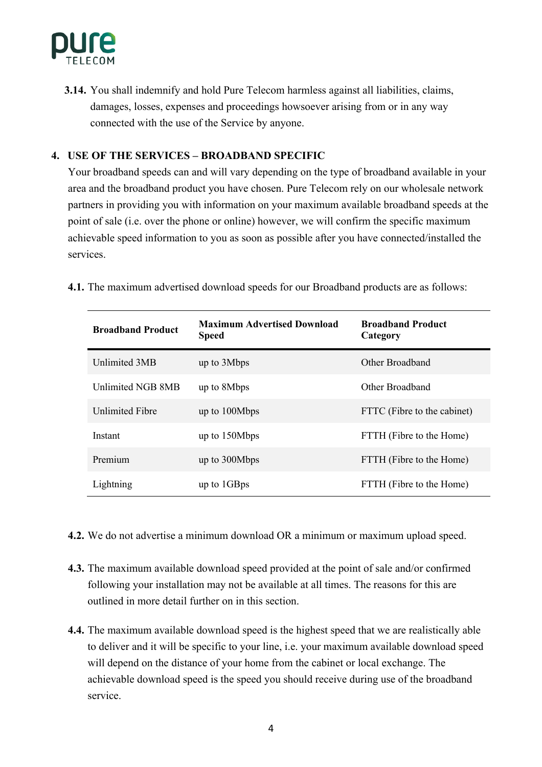**3.14.** You shall indemnify and hold Pure Telecom harmless against all liabilities, claims, damages, losses, expenses and proceedings howsoever arising from or in any way connected with the use of the Service by anyone.

## 4. USE OF THE SERVICES – BROADBAND SPECIFIC

Your broadband speeds can and will vary depending on the type of broadband available in your area and the broadband product you have chosen. Pure Telecom rely on our wholesale network partners in providing you with information on your maximum available broadband speeds at the point of sale (i.e. over the phone or online) however, we will confirm the specific maximum achievable speed information to you as soon as possible after you have connected/installed the services.

**4.1.** The maximum advertised download speeds for our Broadband products are as follows:

| Broadband Product | Maximum Advertised Download Speed | Broadband Product Category |
|---|---|---|
| Unlimited 3MB | up to 3Mbps | Other Broadband |
| Unlimited NGB 8MB | up to 8Mbps | Other Broadband |
| Unlimited Fibre | up to 100Mbps | FTTC (Fibre to the cabinet) |
| Instant | up to 150Mbps | FTTH (Fibre to the Home) |
| Premium | up to 300Mbps | FTTH (Fibre to the Home) |
| Lightning | up to 1GBps | FTTH (Fibre to the Home) |

**4.2.** We do not advertise a minimum download OR a minimum or maximum upload speed.

**4.3.** The maximum available download speed provided at the point of sale and/or confirmed following your installation may not be available at all times. The reasons for this are outlined in more detail further on in this section.

**4.4.** The maximum available download speed is the highest speed that we are realistically able to deliver and it will be specific to your line, i.e. your maximum available download speed will depend on the distance of your home from the cabinet or local exchange. The achievable download speed is the speed you should receive during use of the broadband service.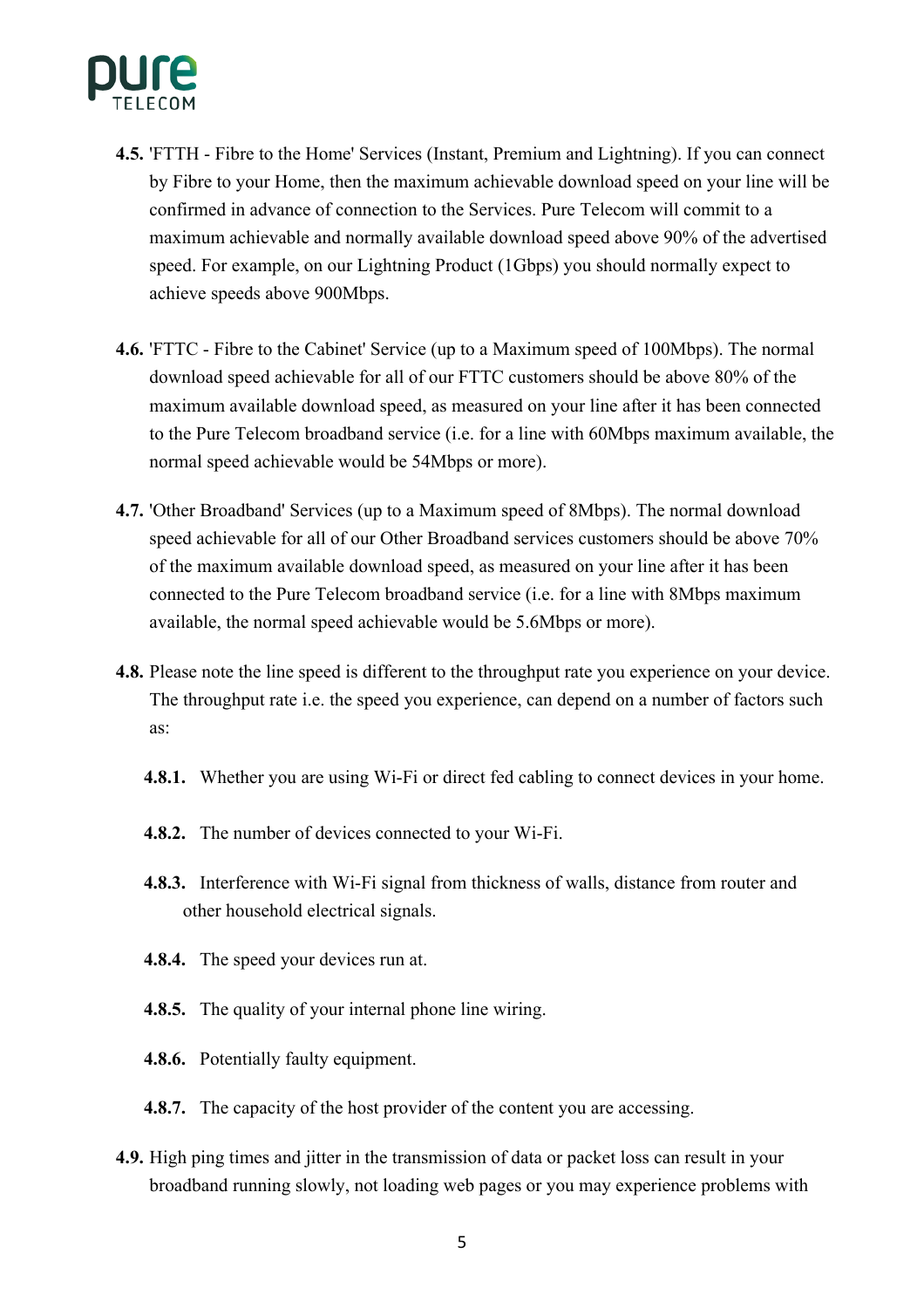**4.5.** 'FTTH - Fibre to the Home' Services (Instant, Premium and Lightning). If you can connect by Fibre to your Home, then the maximum achievable download speed on your line will be confirmed in advance of connection to the Services. Pure Telecom will commit to a maximum achievable and normally available download speed above 90% of the advertised speed. For example, on our Lightning Product (1Gbps) you should normally expect to achieve speeds above 900Mbps.

**4.6.** 'FTTC - Fibre to the Cabinet' Service (up to a Maximum speed of 100Mbps). The normal download speed achievable for all of our FTTC customers should be above 80% of the maximum available download speed, as measured on your line after it has been connected to the Pure Telecom broadband service (i.e. for a line with 60Mbps maximum available, the normal speed achievable would be 54Mbps or more).

**4.7.** 'Other Broadband' Services (up to a Maximum speed of 8Mbps). The normal download speed achievable for all of our Other Broadband services customers should be above 70% of the maximum available download speed, as measured on your line after it has been connected to the Pure Telecom broadband service (i.e. for a line with 8Mbps maximum available, the normal speed achievable would be 5.6Mbps or more).

**4.8.** Please note the line speed is different to the throughput rate you experience on your device. The throughput rate i.e. the speed you experience, can depend on a number of factors such as:

**4.8.1.** Whether you are using Wi-Fi or direct fed cabling to connect devices in your home.

**4.8.2.** The number of devices connected to your Wi-Fi.

**4.8.3.** Interference with Wi-Fi signal from thickness of walls, distance from router and other household electrical signals.

**4.8.4.** The speed your devices run at.

**4.8.5.** The quality of your internal phone line wiring.

**4.8.6.** Potentially faulty equipment.

**4.8.7.** The capacity of the host provider of the content you are accessing.

**4.9.** High ping times and jitter in the transmission of data or packet loss can result in your broadband running slowly, not loading web pages or you may experience problems with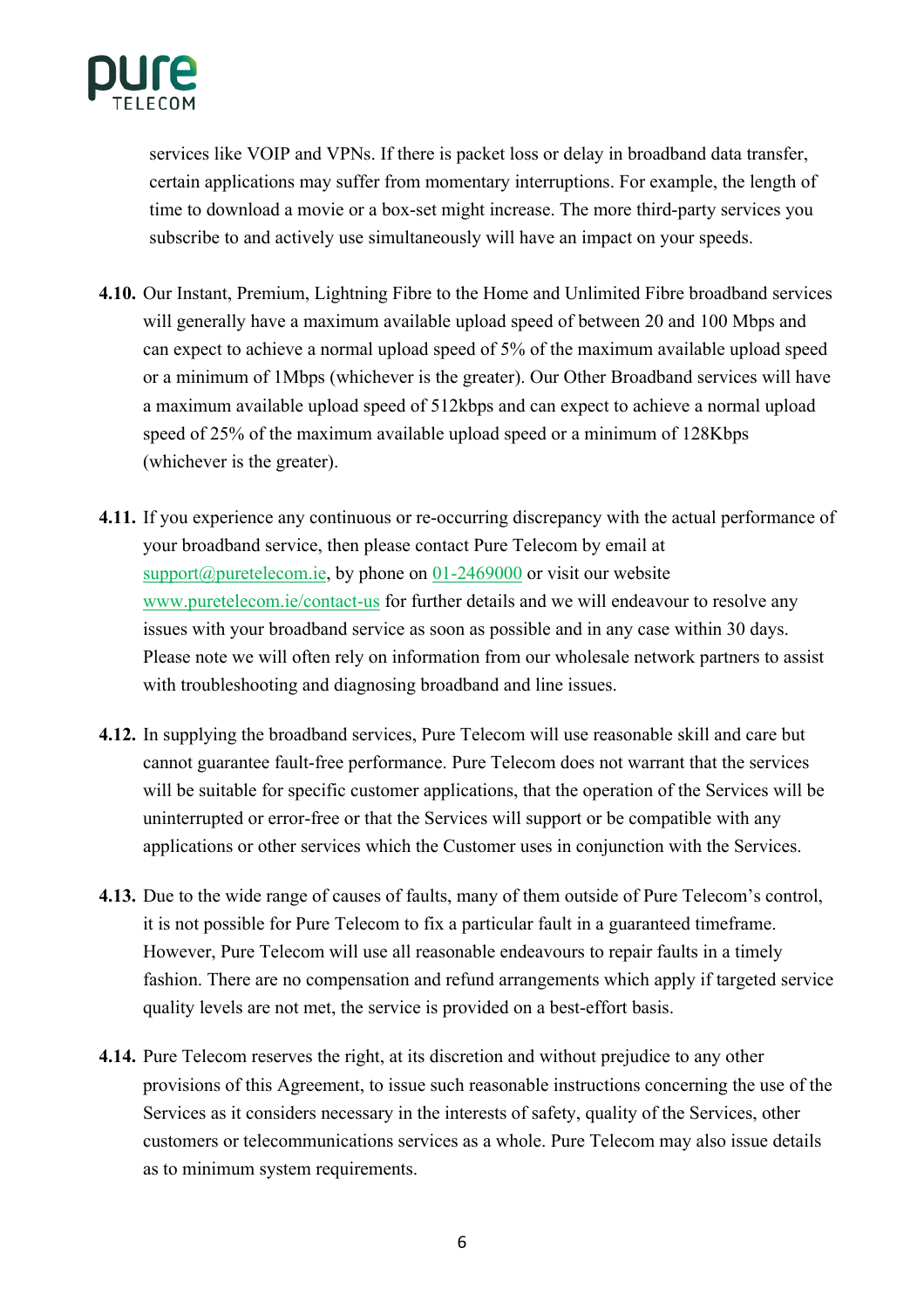services like VOIP and VPNs. If there is packet loss or delay in broadband data transfer, certain applications may suffer from momentary interruptions. For example, the length of time to download a movie or a box-set might increase. The more third-party services you subscribe to and actively use simultaneously will have an impact on your speeds.

**4.10.** Our Instant, Premium, Lightning Fibre to the Home and Unlimited Fibre broadband services will generally have a maximum available upload speed of between 20 and 100 Mbps and can expect to achieve a normal upload speed of 5% of the maximum available upload speed or a minimum of 1Mbps (whichever is the greater). Our Other Broadband services will have a maximum available upload speed of 512kbps and can expect to achieve a normal upload speed of 25% of the maximum available upload speed or a minimum of 128Kbps (whichever is the greater).

**4.11.** If you experience any continuous or re-occurring discrepancy with the actual performance of your broadband service, then please contact Pure Telecom by email at support@puretelecom.ie, by phone on 01-2469000 or visit our website www.puretelecom.ie/contact-us for further details and we will endeavour to resolve any issues with your broadband service as soon as possible and in any case within 30 days. Please note we will often rely on information from our wholesale network partners to assist with troubleshooting and diagnosing broadband and line issues.

**4.12.** In supplying the broadband services, Pure Telecom will use reasonable skill and care but cannot guarantee fault-free performance. Pure Telecom does not warrant that the services will be suitable for specific customer applications, that the operation of the Services will be uninterrupted or error-free or that the Services will support or be compatible with any applications or other services which the Customer uses in conjunction with the Services.

**4.13.** Due to the wide range of causes of faults, many of them outside of Pure Telecom's control, it is not possible for Pure Telecom to fix a particular fault in a guaranteed timeframe. However, Pure Telecom will use all reasonable endeavours to repair faults in a timely fashion. There are no compensation and refund arrangements which apply if targeted service quality levels are not met, the service is provided on a best-effort basis.

**4.14.** Pure Telecom reserves the right, at its discretion and without prejudice to any other provisions of this Agreement, to issue such reasonable instructions concerning the use of the Services as it considers necessary in the interests of safety, quality of the Services, other customers or telecommunications services as a whole. Pure Telecom may also issue details as to minimum system requirements.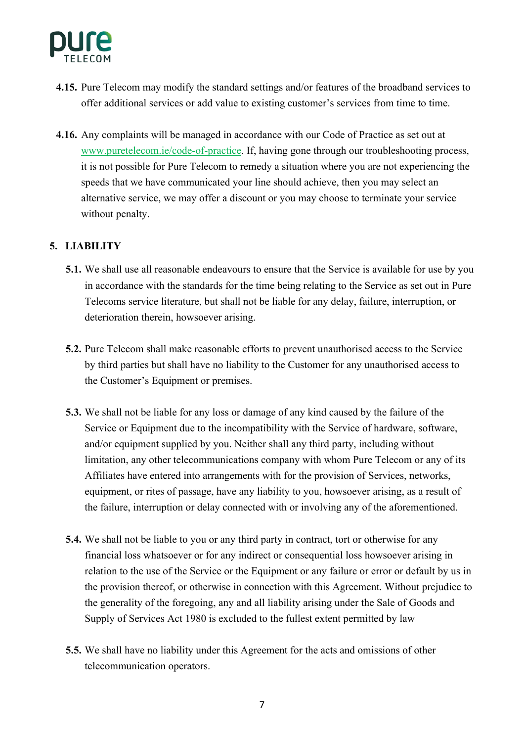**4.15.** Pure Telecom may modify the standard settings and/or features of the broadband services to offer additional services or add value to existing customer's services from time to time.

**4.16.** Any complaints will be managed in accordance with our Code of Practice as set out at [www.puretelecom.ie/code-of-practice](http://www.puretelecom.ie/code-of-practice). If, having gone through our troubleshooting process, it is not possible for Pure Telecom to remedy a situation where you are not experiencing the speeds that we have communicated your line should achieve, then you may select an alternative service, we may offer a discount or you may choose to terminate your service without penalty.

## 5. LIABILITY

**5.1.** We shall use all reasonable endeavours to ensure that the Service is available for use by you in accordance with the standards for the time being relating to the Service as set out in Pure Telecoms service literature, but shall not be liable for any delay, failure, interruption, or deterioration therein, howsoever arising.

**5.2.** Pure Telecom shall make reasonable efforts to prevent unauthorised access to the Service by third parties but shall have no liability to the Customer for any unauthorised access to the Customer's Equipment or premises.

**5.3.** We shall not be liable for any loss or damage of any kind caused by the failure of the Service or Equipment due to the incompatibility with the Service of hardware, software, and/or equipment supplied by you. Neither shall any third party, including without limitation, any other telecommunications company with whom Pure Telecom or any of its Affiliates have entered into arrangements with for the provision of Services, networks, equipment, or rites of passage, have any liability to you, howsoever arising, as a result of the failure, interruption or delay connected with or involving any of the aforementioned.

**5.4.** We shall not be liable to you or any third party in contract, tort or otherwise for any financial loss whatsoever or for any indirect or consequential loss howsoever arising in relation to the use of the Service or the Equipment or any failure or error or default by us in the provision thereof, or otherwise in connection with this Agreement. Without prejudice to the generality of the foregoing, any and all liability arising under the Sale of Goods and Supply of Services Act 1980 is excluded to the fullest extent permitted by law

**5.5.** We shall have no liability under this Agreement for the acts and omissions of other telecommunication operators.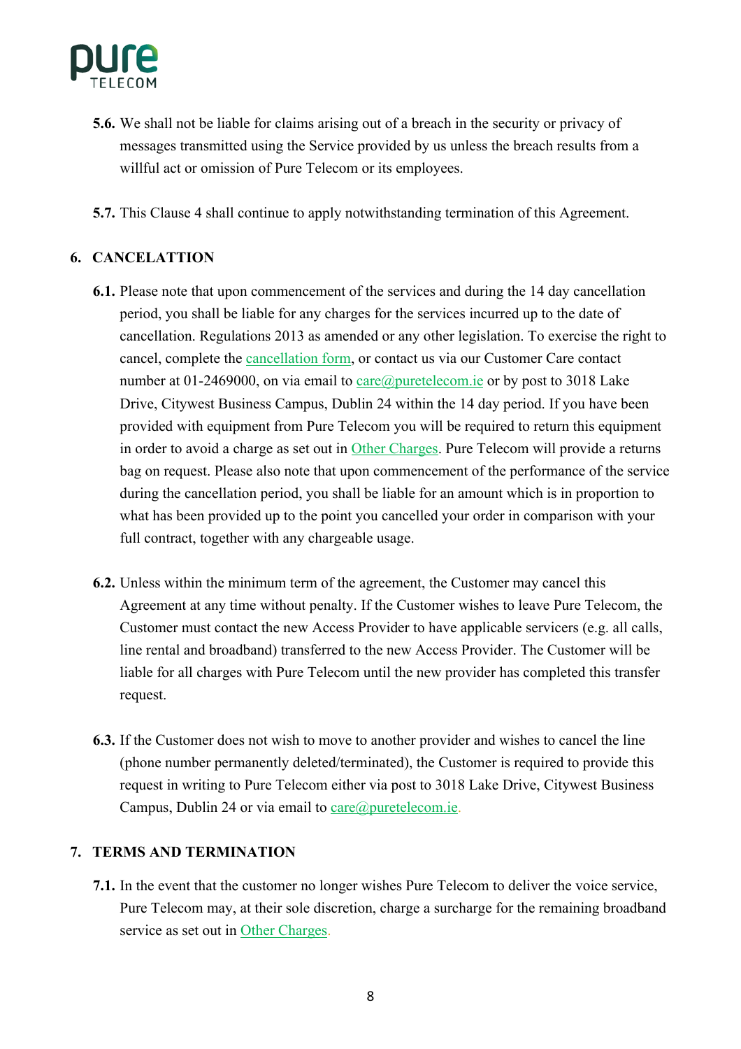**5.6.** We shall not be liable for claims arising out of a breach in the security or privacy of messages transmitted using the Service provided by us unless the breach results from a willful act or omission of Pure Telecom or its employees.

**5.7.** This Clause 4 shall continue to apply notwithstanding termination of this Agreement.

## 6. CANCELATTION

**6.1.** Please note that upon commencement of the services and during the 14 day cancellation period, you shall be liable for any charges for the services incurred up to the date of cancellation. Regulations 2013 as amended or any other legislation. To exercise the right to cancel, complete the cancellation form, or contact us via our Customer Care contact number at 01-2469000, on via email to care@puretelecom.ie or by post to 3018 Lake Drive, Citywest Business Campus, Dublin 24 within the 14 day period. If you have been provided with equipment from Pure Telecom you will be required to return this equipment in order to avoid a charge as set out in Other Charges. Pure Telecom will provide a returns bag on request. Please also note that upon commencement of the performance of the service during the cancellation period, you shall be liable for an amount which is in proportion to what has been provided up to the point you cancelled your order in comparison with your full contract, together with any chargeable usage.

**6.2.** Unless within the minimum term of the agreement, the Customer may cancel this Agreement at any time without penalty. If the Customer wishes to leave Pure Telecom, the Customer must contact the new Access Provider to have applicable servicers (e.g. all calls, line rental and broadband) transferred to the new Access Provider. The Customer will be liable for all charges with Pure Telecom until the new provider has completed this transfer request.

**6.3.** If the Customer does not wish to move to another provider and wishes to cancel the line (phone number permanently deleted/terminated), the Customer is required to provide this request in writing to Pure Telecom either via post to 3018 Lake Drive, Citywest Business Campus, Dublin 24 or via email to care@puretelecom.ie.

## 7. TERMS AND TERMINATION

**7.1.** In the event that the customer no longer wishes Pure Telecom to deliver the voice service, Pure Telecom may, at their sole discretion, charge a surcharge for the remaining broadband service as set out in Other Charges.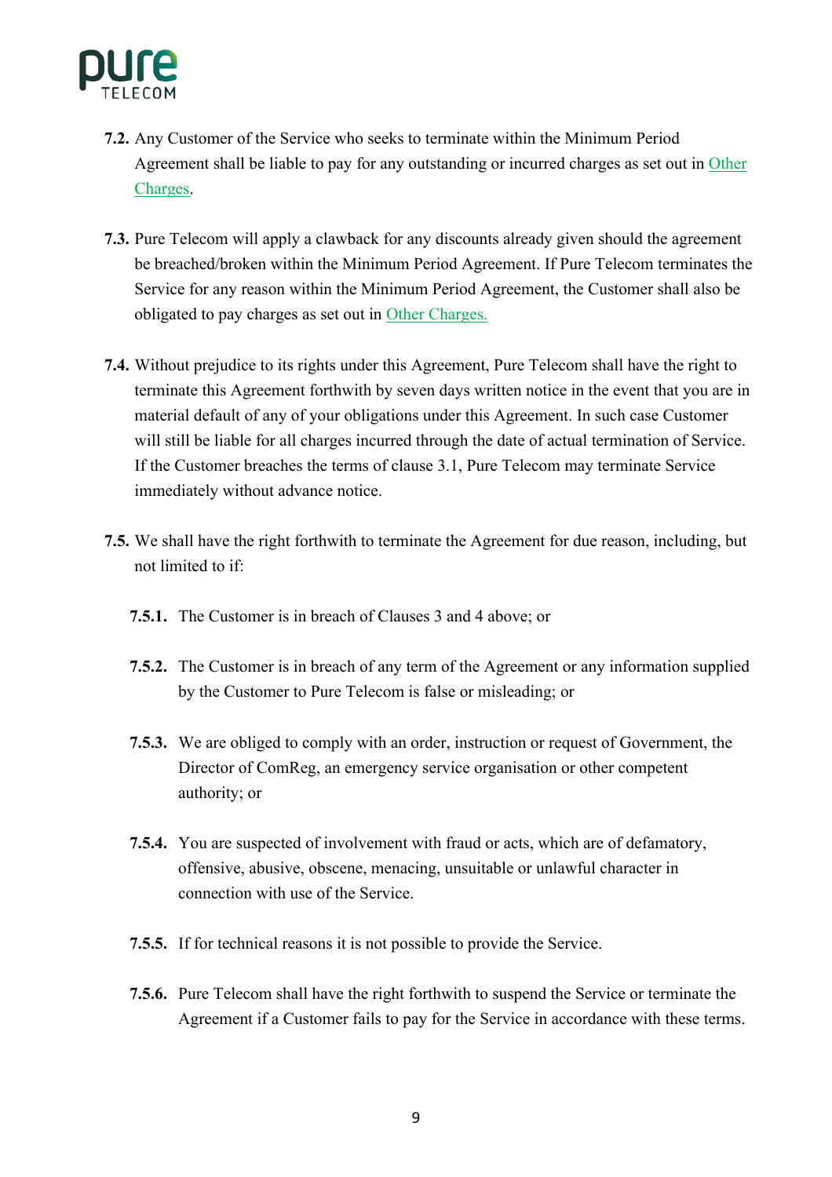**7.2.** Any Customer of the Service who seeks to terminate within the Minimum Period Agreement shall be liable to pay for any outstanding or incurred charges as set out in Other Charges.

**7.3.** Pure Telecom will apply a clawback for any discounts already given should the agreement be breached/broken within the Minimum Period Agreement. If Pure Telecom terminates the Service for any reason within the Minimum Period Agreement, the Customer shall also be obligated to pay charges as set out in Other Charges.

**7.4.** Without prejudice to its rights under this Agreement, Pure Telecom shall have the right to terminate this Agreement forthwith by seven days written notice in the event that you are in material default of any of your obligations under this Agreement. In such case Customer will still be liable for all charges incurred through the date of actual termination of Service. If the Customer breaches the terms of clause 3.1, Pure Telecom may terminate Service immediately without advance notice.

**7.5.** We shall have the right forthwith to terminate the Agreement for due reason, including, but not limited to if:

- **7.5.1.** The Customer is in breach of Clauses 3 and 4 above; or
- **7.5.2.** The Customer is in breach of any term of the Agreement or any information supplied by the Customer to Pure Telecom is false or misleading; or
- **7.5.3.** We are obliged to comply with an order, instruction or request of Government, the Director of ComReg, an emergency service organisation or other competent authority; or
- **7.5.4.** You are suspected of involvement with fraud or acts, which are of defamatory, offensive, abusive, obscene, menacing, unsuitable or unlawful character in connection with use of the Service.
- **7.5.5.** If for technical reasons it is not possible to provide the Service.
- **7.5.6.** Pure Telecom shall have the right forthwith to suspend the Service or terminate the Agreement if a Customer fails to pay for the Service in accordance with these terms.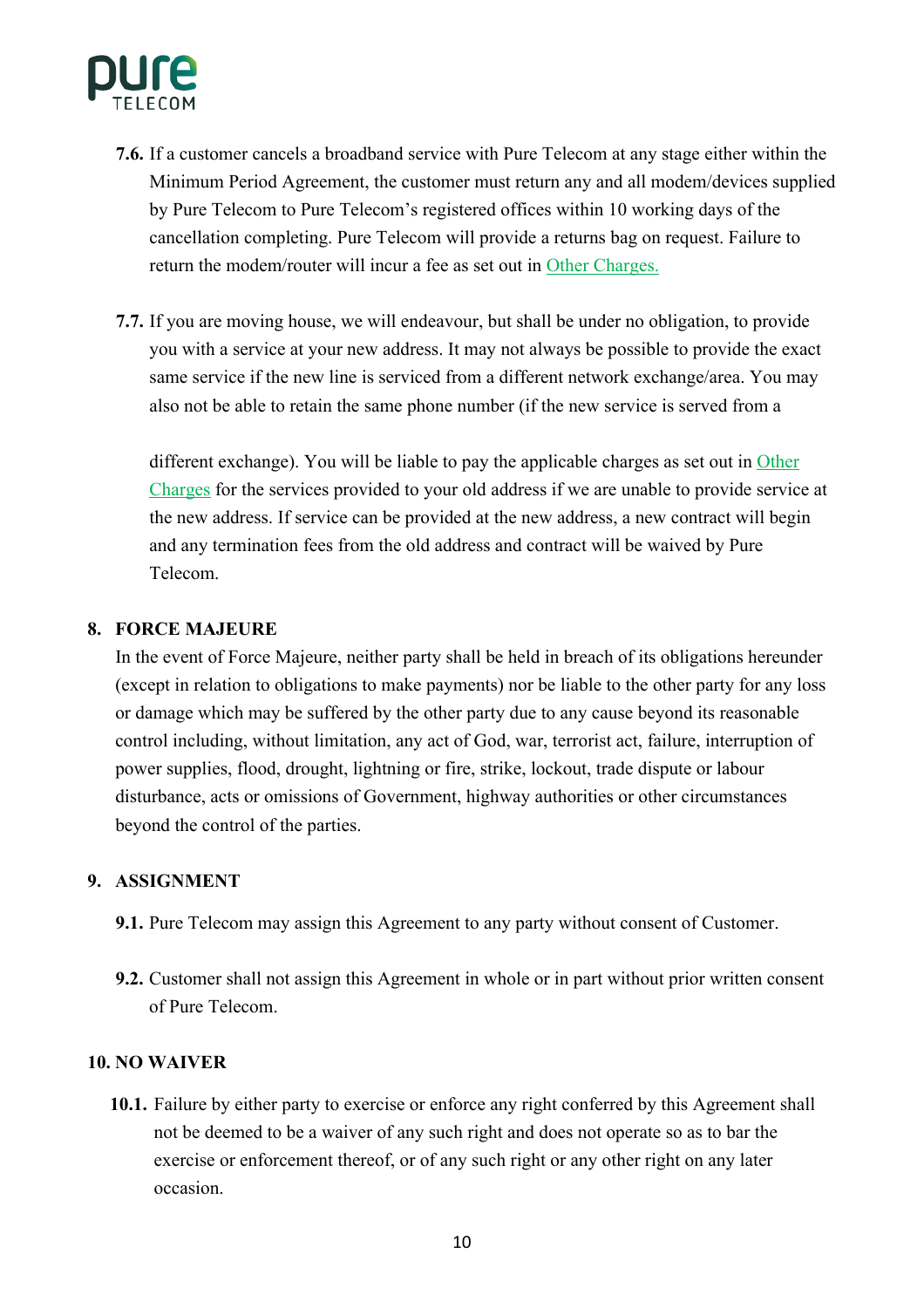**7.6.** If a customer cancels a broadband service with Pure Telecom at any stage either within the Minimum Period Agreement, the customer must return any and all modem/devices supplied by Pure Telecom to Pure Telecom's registered offices within 10 working days of the cancellation completing. Pure Telecom will provide a returns bag on request. Failure to return the modem/router will incur a fee as set out in Other Charges.

**7.7.** If you are moving house, we will endeavour, but shall be under no obligation, to provide you with a service at your new address. It may not always be possible to provide the exact same service if the new line is serviced from a different network exchange/area. You may also not be able to retain the same phone number (if the new service is served from a different exchange). You will be liable to pay the applicable charges as set out in Other Charges for the services provided to your old address if we are unable to provide service at the new address. If service can be provided at the new address, a new contract will begin and any termination fees from the old address and contract will be waived by Pure Telecom.

## 8. FORCE MAJEURE

In the event of Force Majeure, neither party shall be held in breach of its obligations hereunder (except in relation to obligations to make payments) nor be liable to the other party for any loss or damage which may be suffered by the other party due to any cause beyond its reasonable control including, without limitation, any act of God, war, terrorist act, failure, interruption of power supplies, flood, drought, lightning or fire, strike, lockout, trade dispute or labour disturbance, acts or omissions of Government, highway authorities or other circumstances beyond the control of the parties.

## 9. ASSIGNMENT

**9.1.** Pure Telecom may assign this Agreement to any party without consent of Customer.

**9.2.** Customer shall not assign this Agreement in whole or in part without prior written consent of Pure Telecom.

## 10. NO WAIVER

**10.1.** Failure by either party to exercise or enforce any right conferred by this Agreement shall not be deemed to be a waiver of any such right and does not operate so as to bar the exercise or enforcement thereof, or of any such right or any other right on any later occasion.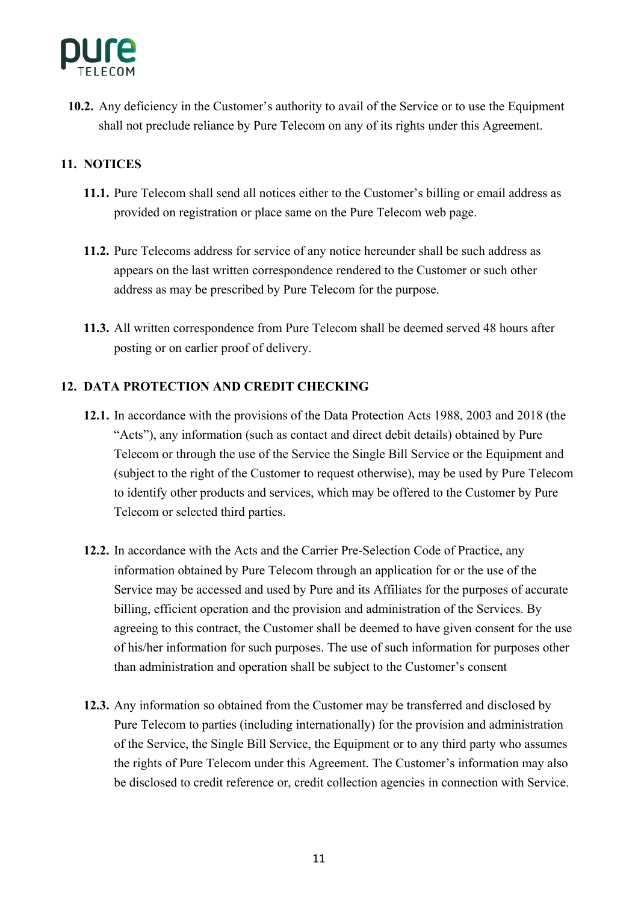**10.2.** Any deficiency in the Customer's authority to avail of the Service or to use the Equipment shall not preclude reliance by Pure Telecom on any of its rights under this Agreement.

## 11. NOTICES

**11.1.** Pure Telecom shall send all notices either to the Customer's billing or email address as provided on registration or place same on the Pure Telecom web page.

**11.2.** Pure Telecoms address for service of any notice hereunder shall be such address as appears on the last written correspondence rendered to the Customer or such other address as may be prescribed by Pure Telecom for the purpose.

**11.3.** All written correspondence from Pure Telecom shall be deemed served 48 hours after posting or on earlier proof of delivery.

## 12. DATA PROTECTION AND CREDIT CHECKING

**12.1.** In accordance with the provisions of the Data Protection Acts 1988, 2003 and 2018 (the "Acts"), any information (such as contact and direct debit details) obtained by Pure Telecom or through the use of the Service the Single Bill Service or the Equipment and (subject to the right of the Customer to request otherwise), may be used by Pure Telecom to identify other products and services, which may be offered to the Customer by Pure Telecom or selected third parties.

**12.2.** In accordance with the Acts and the Carrier Pre-Selection Code of Practice, any information obtained by Pure Telecom through an application for or the use of the Service may be accessed and used by Pure and its Affiliates for the purposes of accurate billing, efficient operation and the provision and administration of the Services. By agreeing to this contract, the Customer shall be deemed to have given consent for the use of his/her information for such purposes. The use of such information for purposes other than administration and operation shall be subject to the Customer's consent

**12.3.** Any information so obtained from the Customer may be transferred and disclosed by Pure Telecom to parties (including internationally) for the provision and administration of the Service, the Single Bill Service, the Equipment or to any third party who assumes the rights of Pure Telecom under this Agreement. The Customer's information may also be disclosed to credit reference or, credit collection agencies in connection with Service.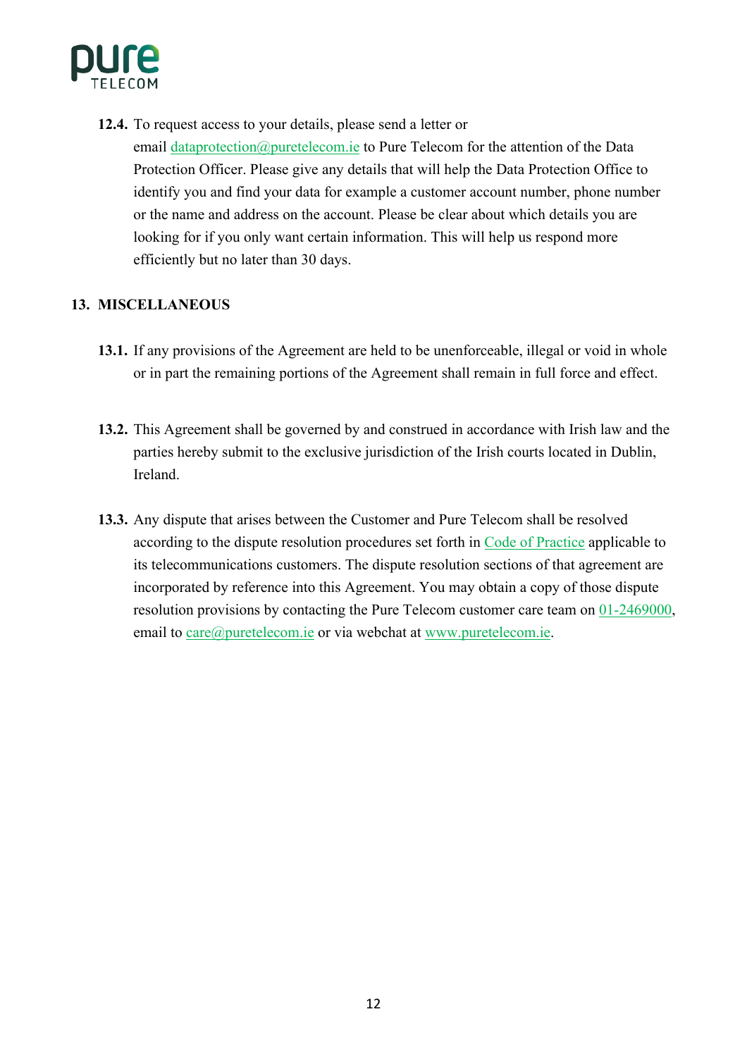**12.4.** To request access to your details, please send a letter or email dataprotection@puretelecom.ie to Pure Telecom for the attention of the Data Protection Officer. Please give any details that will help the Data Protection Office to identify you and find your data for example a customer account number, phone number or the name and address on the account. Please be clear about which details you are looking for if you only want certain information. This will help us respond more efficiently but no later than 30 days.

## 13. MISCELLANEOUS

**13.1.** If any provisions of the Agreement are held to be unenforceable, illegal or void in whole or in part the remaining portions of the Agreement shall remain in full force and effect.

**13.2.** This Agreement shall be governed by and construed in accordance with Irish law and the parties hereby submit to the exclusive jurisdiction of the Irish courts located in Dublin, Ireland.

**13.3.** Any dispute that arises between the Customer and Pure Telecom shall be resolved according to the dispute resolution procedures set forth in Code of Practice applicable to its telecommunications customers. The dispute resolution sections of that agreement are incorporated by reference into this Agreement. You may obtain a copy of those dispute resolution provisions by contacting the Pure Telecom customer care team on 01-2469000, email to care@puretelecom.ie or via webchat at www.puretelecom.ie.